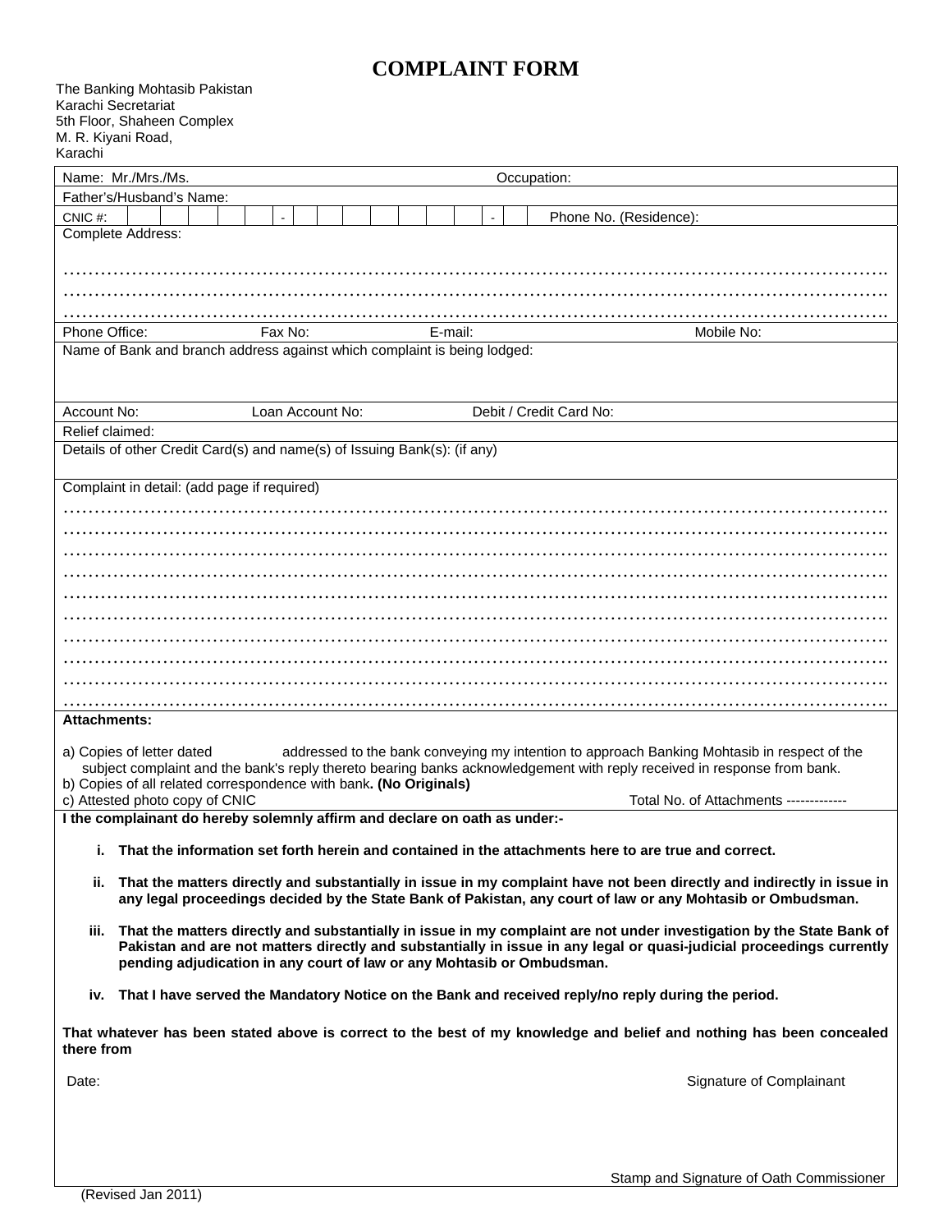# COMPLAINT FORM

The Banking Mohtasib Pakistan
Karachi Secretariat
5th Floor, Shaheen Complex
M. R. Kiyani Road,
Karachi

Name: Mr./Mrs./Ms. Occupation:

Father's/Husband's Name:

CNIC #: _ _ _ _ _ - _ _ _ _ _ _ _ - _ Phone No. (Residence):

Complete Address:

……………………………………………………………………………………………………………………

……………………………………………………………………………………………………………………

……………………………………………………………………………………………………………………

Phone Office: Fax No: E-mail: Mobile No:

Name of Bank and branch address against which complaint is being lodged:

Account No: Loan Account No: Debit / Credit Card No:

Relief claimed:

Details of other Credit Card(s) and name(s) of Issuing Bank(s): (if any)

Complaint in detail: (add page if required)

……………………………………………………………………………………………………………………

……………………………………………………………………………………………………………………

……………………………………………………………………………………………………………………

……………………………………………………………………………………………………………………

……………………………………………………………………………………………………………………

……………………………………………………………………………………………………………………

……………………………………………………………………………………………………………………

……………………………………………………………………………………………………………………

……………………………………………………………………………………………………………………

……………………………………………………………………………………………………………………

**Attachments:**

a) Copies of letter dated addressed to the bank conveying my intention to approach Banking Mohtasib in respect of the subject complaint and the bank's reply thereto bearing banks acknowledgement with reply received in response from bank.
b) Copies of all related correspondence with bank**. (No Originals)**
c) Attested photo copy of CNIC Total No. of Attachments -------------

**I the complainant do hereby solemnly affirm and declare on oath as under:-**

i. **That the information set forth herein and contained in the attachments here to are true and correct.**

ii. **That the matters directly and substantially in issue in my complaint have not been directly and indirectly in issue in any legal proceedings decided by the State Bank of Pakistan, any court of law or any Mohtasib or Ombudsman.**

iii. **That the matters directly and substantially in issue in my complaint are not under investigation by the State Bank of Pakistan and are not matters directly and substantially in issue in any legal or quasi-judicial proceedings currently pending adjudication in any court of law or any Mohtasib or Ombudsman.**

iv. **That I have served the Mandatory Notice on the Bank and received reply/no reply during the period.**

**That whatever has been stated above is correct to the best of my knowledge and belief and nothing has been concealed there from**

Date: Signature of Complainant

Stamp and Signature of Oath Commissioner

(Revised Jan 2011)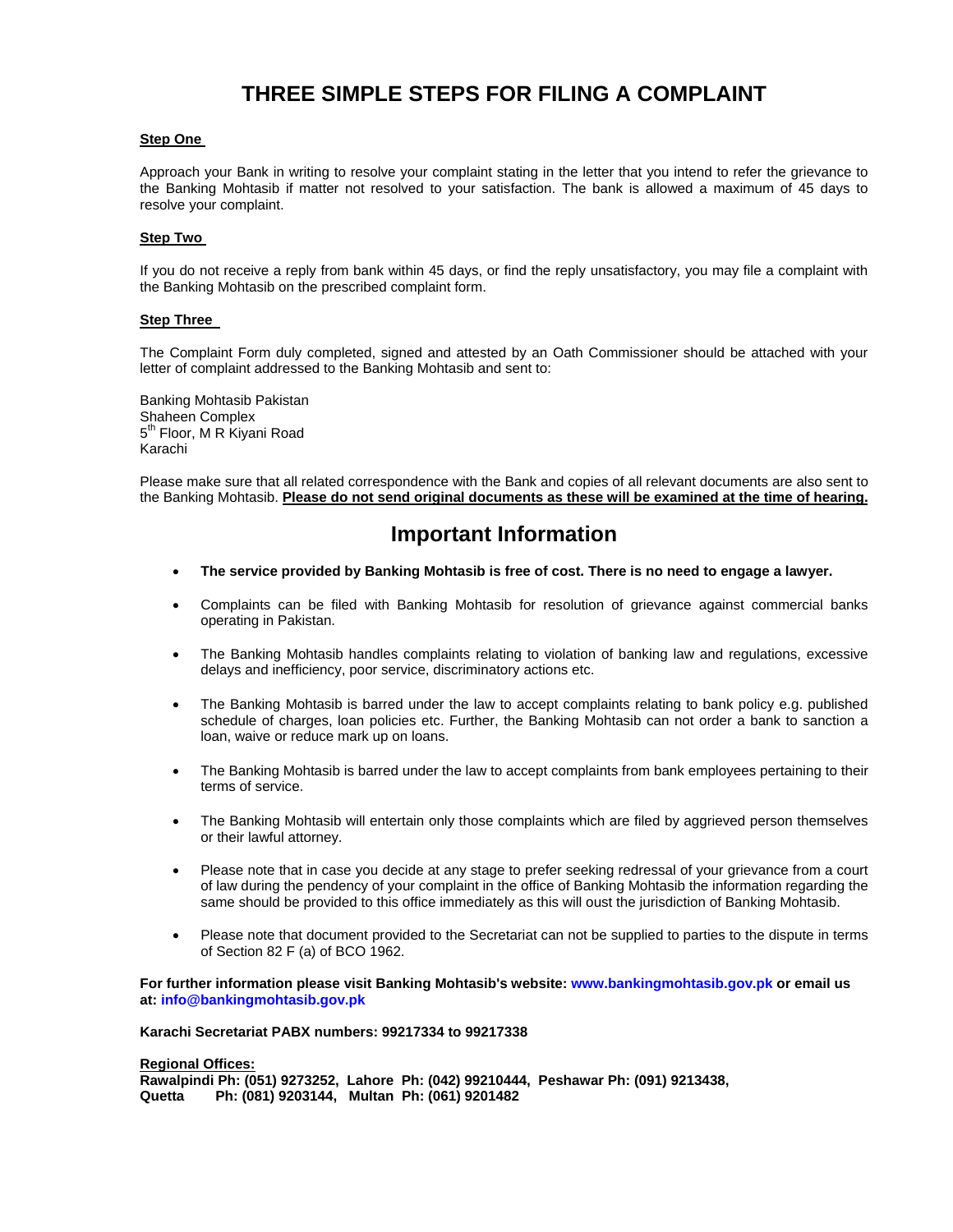# THREE SIMPLE STEPS FOR FILING A COMPLAINT

**Step One**

Approach your Bank in writing to resolve your complaint stating in the letter that you intend to refer the grievance to the Banking Mohtasib if matter not resolved to your satisfaction. The bank is allowed a maximum of 45 days to resolve your complaint.

**Step Two**

If you do not receive a reply from bank within 45 days, or find the reply unsatisfactory, you may file a complaint with the Banking Mohtasib on the prescribed complaint form.

**Step Three**

The Complaint Form duly completed, signed and attested by an Oath Commissioner should be attached with your letter of complaint addressed to the Banking Mohtasib and sent to:

Banking Mohtasib Pakistan
Shaheen Complex
5th Floor, M R Kiyani Road
Karachi

Please make sure that all related correspondence with the Bank and copies of all relevant documents are also sent to the Banking Mohtasib. **Please do not send original documents as these will be examined at the time of hearing.**

## Important Information

- **The service provided by Banking Mohtasib is free of cost. There is no need to engage a lawyer.**
- Complaints can be filed with Banking Mohtasib for resolution of grievance against commercial banks operating in Pakistan.
- The Banking Mohtasib handles complaints relating to violation of banking law and regulations, excessive delays and inefficiency, poor service, discriminatory actions etc.
- The Banking Mohtasib is barred under the law to accept complaints relating to bank policy e.g. published schedule of charges, loan policies etc. Further, the Banking Mohtasib can not order a bank to sanction a loan, waive or reduce mark up on loans.
- The Banking Mohtasib is barred under the law to accept complaints from bank employees pertaining to their terms of service.
- The Banking Mohtasib will entertain only those complaints which are filed by aggrieved person themselves or their lawful attorney.
- Please note that in case you decide at any stage to prefer seeking redressal of your grievance from a court of law during the pendency of your complaint in the office of Banking Mohtasib the information regarding the same should be provided to this office immediately as this will oust the jurisdiction of Banking Mohtasib.
- Please note that document provided to the Secretariat can not be supplied to parties to the dispute in terms of Section 82 F (a) of BCO 1962.

**For further information please visit Banking Mohtasib's website: www.bankingmohtasib.gov.pk or email us at: info@bankingmohtasib.gov.pk**

**Karachi Secretariat PABX numbers: 99217334 to 99217338**

**Regional Offices:**
**Rawalpindi Ph: (051) 9273252, Lahore Ph: (042) 99210444, Peshawar Ph: (091) 9213438,**
**Quetta Ph: (081) 9203144, Multan Ph: (061) 9201482**